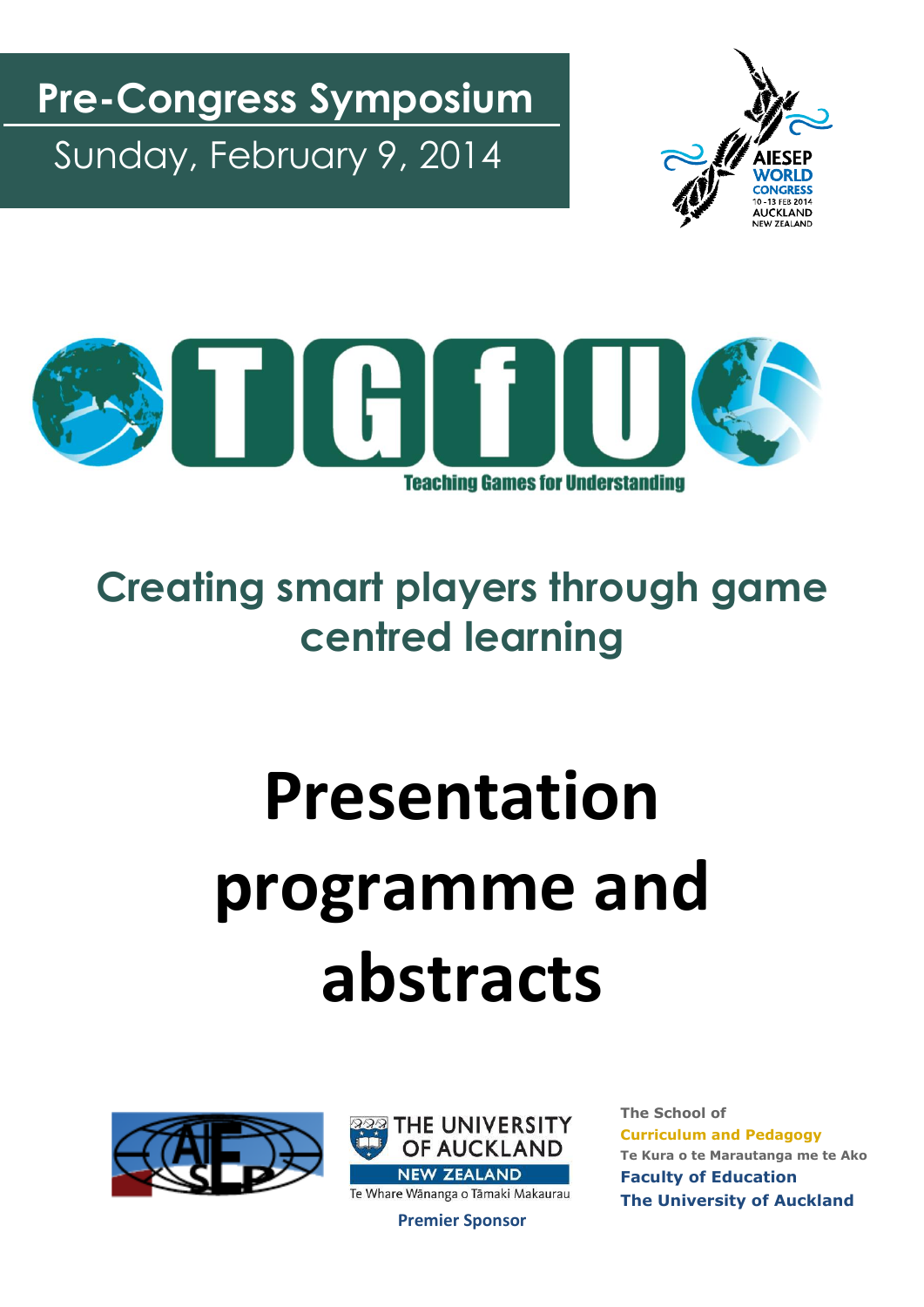# Pre-Congress Symposium

Sunday, February 9, 2014

AIESEP WORLD CONGRESS 10 - 13 FEB 2014 AUCKLAND NEW ZEALAND

TGfU

Teaching Games for Understanding

## Creating smart players through game centred learning

# Presentation programme and abstracts

THE UNIVERSITY OF AUCKLAND NEW ZEALAND

Te Whare Wānanga o Tāmaki Makaurau

**Premier Sponsor**

**The School of**
**Curriculum and Pedagogy**
**Te Kura o te Marautanga me te Ako**
**Faculty of Education**
**The University of Auckland**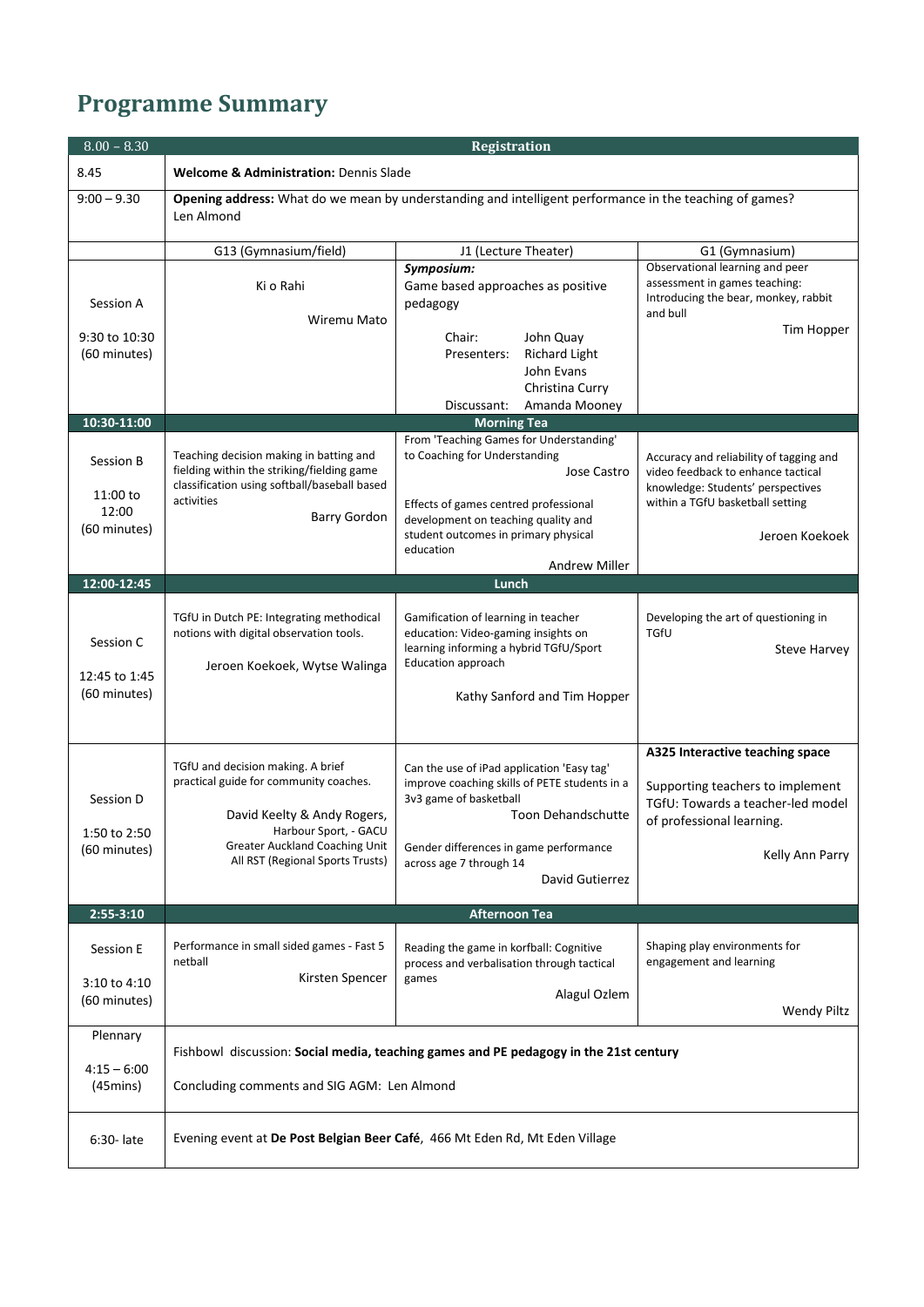# Programme Summary

| 8.00 – 8.30 | Registration | | |
|---|---|---|---|
| 8.45 | **Welcome & Administration:** Dennis Slade | | |
| 9:00 – 9.30 | **Opening address:** What do we mean by understanding and intelligent performance in the teaching of games? Len Almond | | |
| | G13 (Gymnasium/field) | J1 (Lecture Theater) | G1 (Gymnasium) |
| Session A<br><br>9:30 to 10:30 (60 minutes) | Ki o Rahi<br><br>Wiremu Mato | ***Symposium:*** Game based approaches as positive pedagogy<br><br>Chair: John Quay<br>Presenters: Richard Light, John Evans, Christina Curry<br>Discussant: Amanda Mooney | Observational learning and peer assessment in games teaching: Introducing the bear, monkey, rabbit and bull<br><br>Tim Hopper |
| **10:30-11:00** | **Morning Tea** | | |
| Session B<br><br>11:00 to 12:00 (60 minutes) | Teaching decision making in batting and fielding within the striking/fielding game classification using softball/baseball based activities<br><br>Barry Gordon | From 'Teaching Games for Understanding' to Coaching for Understanding<br>Jose Castro<br><br>Effects of games centred professional development on teaching quality and student outcomes in primary physical education<br>Andrew Miller | Accuracy and reliability of tagging and video feedback to enhance tactical knowledge: Students' perspectives within a TGfU basketball setting<br><br>Jeroen Koekoek |
| **12:00-12:45** | **Lunch** | | |
| Session C<br><br>12:45 to 1:45 (60 minutes) | TGfU in Dutch PE: Integrating methodical notions with digital observation tools.<br><br>Jeroen Koekoek, Wytse Walinga | Gamification of learning in teacher education: Video-gaming insights on learning informing a hybrid TGfU/Sport Education approach<br><br>Kathy Sanford and Tim Hopper | Developing the art of questioning in TGfU<br><br>Steve Harvey |
| Session D<br><br>1:50 to 2:50 (60 minutes) | TGfU and decision making. A brief practical guide for community coaches.<br><br>David Keelty & Andy Rogers, Harbour Sport, - GACU Greater Auckland Coaching Unit All RST (Regional Sports Trusts) | Can the use of iPad application 'Easy tag' improve coaching skills of PETE students in a 3v3 game of basketball<br>Toon Dehandschutte<br><br>Gender differences in game performance across age 7 through 14<br>David Gutierrez | **A325 Interactive teaching space**<br><br>Supporting teachers to implement TGfU: Towards a teacher-led model of professional learning.<br><br>Kelly Ann Parry |
| **2:55-3:10** | **Afternoon Tea** | | |
| Session E<br><br>3:10 to 4:10 (60 minutes) | Performance in small sided games - Fast 5 netball<br><br>Kirsten Spencer | Reading the game in korfball: Cognitive process and verbalisation through tactical games<br><br>Alagul Ozlem | Shaping play environments for engagement and learning<br><br>Wendy Piltz |
| Plennary<br><br>4:15 – 6:00 (45mins) | Fishbowl discussion: **Social media, teaching games and PE pedagogy in the 21st century**<br><br>Concluding comments and SIG AGM: Len Almond | | |
| 6:30- late | Evening event at **De Post Belgian Beer Café**, 466 Mt Eden Rd, Mt Eden Village | | |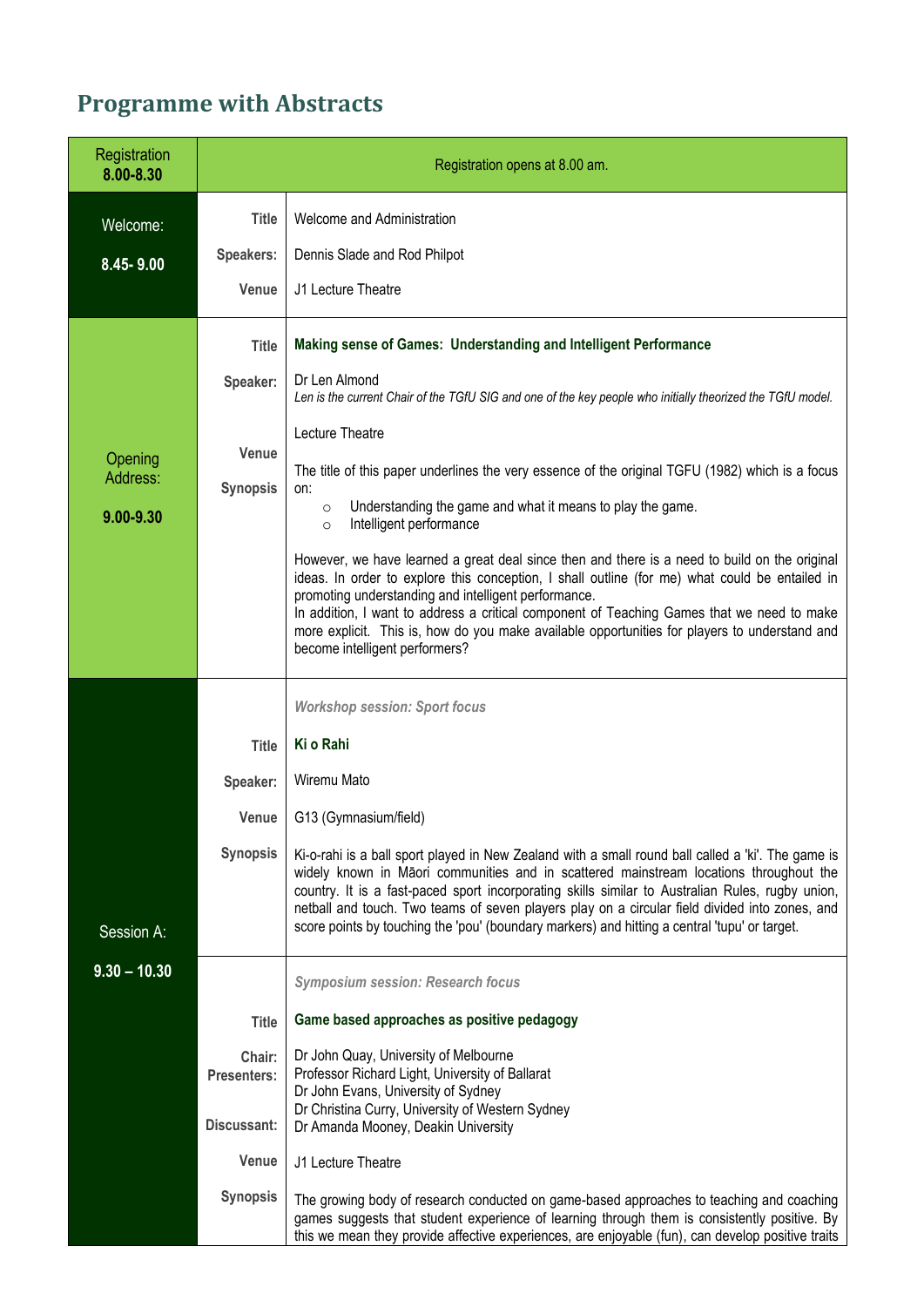# Programme with Abstracts

| Session | | |
|---|---|---|
| Registration **8.00-8.30** | | Registration opens at 8.00 am. |
| Welcome: **8.45- 9.00** | **Title** | Welcome and Administration |
| | **Speakers:** | Dennis Slade and Rod Philpot |
| | **Venue** | J1 Lecture Theatre |
| Opening Address: **9.00-9.30** | **Title** | **Making sense of Games: Understanding and Intelligent Performance** |
| | **Speaker:** | Dr Len Almond<br>*Len is the current Chair of the TGfU SIG and one of the key people who initially theorized the TGfU model.* |
| | **Venue** | Lecture Theatre |
| | **Synopsis** | The title of this paper underlines the very essence of the original TGFU (1982) which is a focus on:<br>○ Understanding the game and what it means to play the game.<br>○ Intelligent performance<br><br>However, we have learned a great deal since then and there is a need to build on the original ideas. In order to explore this conception, I shall outline (for me) what could be entailed in promoting understanding and intelligent performance.<br>In addition, I want to address a critical component of Teaching Games that we need to make more explicit. This is, how do you make available opportunities for players to understand and become intelligent performers? |
| Session A: **9.30 – 10.30** | | *Workshop session: Sport focus* |
| | **Title** | **Ki o Rahi** |
| | **Speaker:** | Wiremu Mato |
| | **Venue** | G13 (Gymnasium/field) |
| | **Synopsis** | Ki-o-rahi is a ball sport played in New Zealand with a small round ball called a 'ki'. The game is widely known in Māori communities and in scattered mainstream locations throughout the country. It is a fast-paced sport incorporating skills similar to Australian Rules, rugby union, netball and touch. Two teams of seven players play on a circular field divided into zones, and score points by touching the 'pou' (boundary markers) and hitting a central 'tupu' or target. |
| | | *Symposium session: Research focus* |
| | **Title** | **Game based approaches as positive pedagogy** |
| | **Chair:** | Dr John Quay, University of Melbourne |
| | **Presenters:** | Professor Richard Light, University of Ballarat<br>Dr John Evans, University of Sydney<br>Dr Christina Curry, University of Western Sydney |
| | **Discussant:** | Dr Amanda Mooney, Deakin University |
| | **Venue** | J1 Lecture Theatre |
| | **Synopsis** | The growing body of research conducted on game-based approaches to teaching and coaching games suggests that student experience of learning through them is consistently positive. By this we mean they provide affective experiences, are enjoyable (fun), can develop positive traits |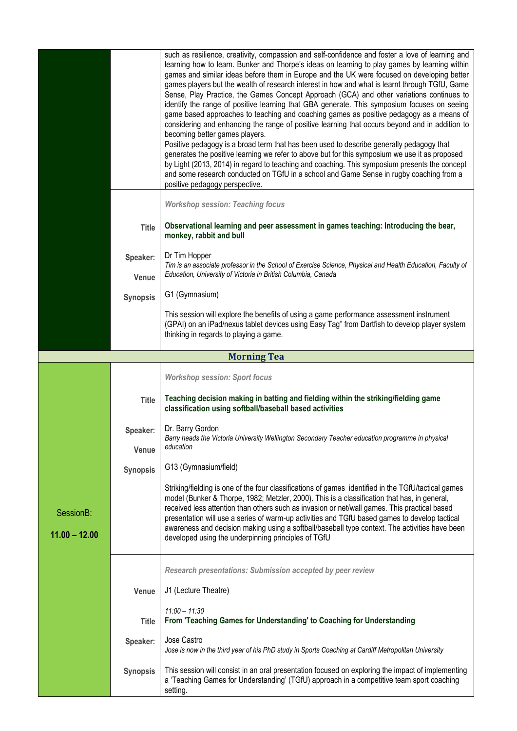such as resilience, creativity, compassion and self-confidence and foster a love of learning and learning how to learn. Bunker and Thorpe's ideas on learning to play games by learning within games and similar ideas before them in Europe and the UK were focused on developing better games players but the wealth of research interest in how and what is learnt through TGfU, Game Sense, Play Practice, the Games Concept Approach (GCA) and other variations continues to identify the range of positive learning that GBA generate. This symposium focuses on seeing game based approaches to teaching and coaching games as positive pedagogy as a means of considering and enhancing the range of positive learning that occurs beyond and in addition to becoming better games players.

Positive pedagogy is a broad term that has been used to describe generally pedagogy that generates the positive learning we refer to above but for this symposium we use it as proposed by Light (2013, 2014) in regard to teaching and coaching. This symposium presents the concept and some research conducted on TGfU in a school and Game Sense in rugby coaching from a positive pedagogy perspective.

*Workshop session: Teaching focus*

| | |
|---|---|
| **Title** | **Observational learning and peer assessment in games teaching: Introducing the bear, monkey, rabbit and bull** |
| **Speaker:** | Dr Tim Hopper<br>*Tim is an associate professor in the School of Exercise Science, Physical and Health Education, Faculty of Education, University of Victoria in British Columbia, Canada* |
| **Venue** | G1 (Gymnasium) |
| **Synopsis** | This session will explore the benefits of using a game performance assessment instrument (GPAI) on an iPad/nexus tablet devices using Easy Tag" from Dartfish to develop player system thinking in regards to playing a game. |

## Morning Tea

## SessionB: 11.00 – 12.00

*Workshop session: Sport focus*

| | |
|---|---|
| **Title** | **Teaching decision making in batting and fielding within the striking/fielding game classification using softball/baseball based activities** |
| **Speaker:** | Dr. Barry Gordon<br>*Barry heads the Victoria University Wellington Secondary Teacher education programme in physical education* |
| **Venue** | G13 (Gymnasium/field) |
| **Synopsis** | Striking/fielding is one of the four classifications of games identified in the TGfU/tactical games model (Bunker & Thorpe, 1982; Metzler, 2000). This is a classification that has, in general, received less attention than others such as invasion or net/wall games. This practical based presentation will use a series of warm-up activities and TGfU based games to develop tactical awareness and decision making using a softball/baseball type context. The activities have been developed using the underpinning principles of TGfU |

*Research presentations: Submission accepted by peer review*

| | |
|---|---|
| **Venue** | J1 (Lecture Theatre) |
| **Title** | *11:00 – 11:30*<br>**From 'Teaching Games for Understanding' to Coaching for Understanding** |
| **Speaker:** | Jose Castro<br>*Jose is now in the third year of his PhD study in Sports Coaching at Cardiff Metropolitan University* |
| **Synopsis** | This session will consist in an oral presentation focused on exploring the impact of implementing a 'Teaching Games for Understanding' (TGfU) approach in a competitive team sport coaching setting. |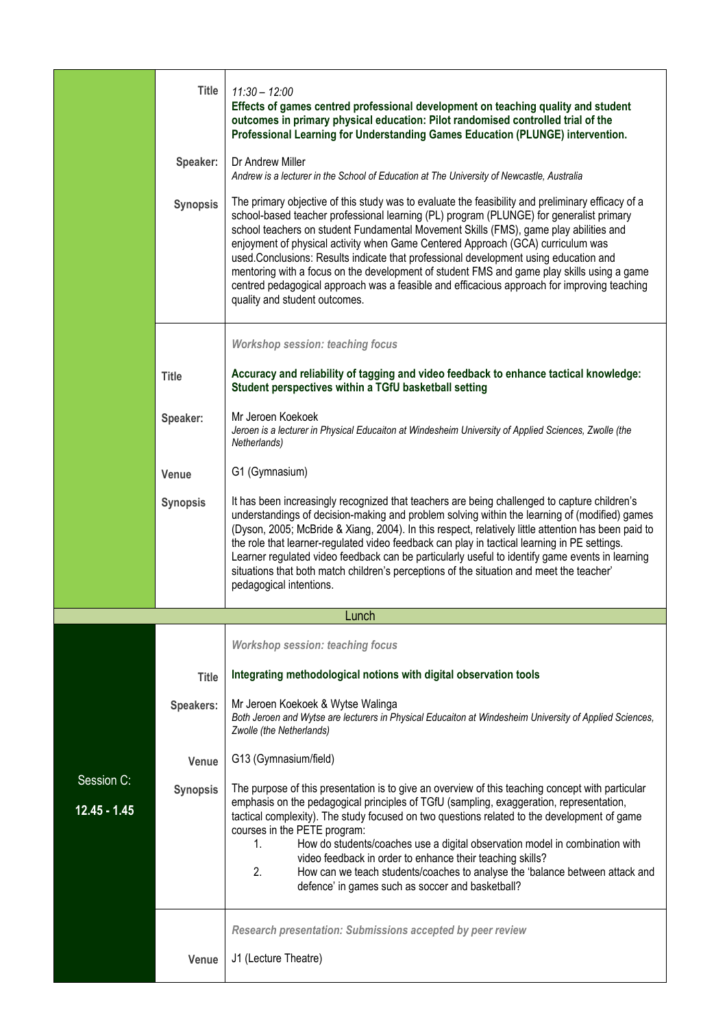| | | |
|---|---|---|
| | **Title** | *11:30 – 12:00*<br>**Effects of games centred professional development on teaching quality and student outcomes in primary physical education: Pilot randomised controlled trial of the Professional Learning for Understanding Games Education (PLUNGE) intervention.** |
| | **Speaker:** | Dr Andrew Miller<br>*Andrew is a lecturer in the School of Education at The University of Newcastle, Australia* |
| | **Synopsis** | The primary objective of this study was to evaluate the feasibility and preliminary efficacy of a school-based teacher professional learning (PL) program (PLUNGE) for generalist primary school teachers on student Fundamental Movement Skills (FMS), game play abilities and enjoyment of physical activity when Game Centered Approach (GCA) curriculum was used.Conclusions: Results indicate that professional development using education and mentoring with a focus on the development of student FMS and game play skills using a game centred pedagogical approach was a feasible and efficacious approach for improving teaching quality and student outcomes. |
| | | ***Workshop session: teaching focus*** |
| | **Title** | **Accuracy and reliability of tagging and video feedback to enhance tactical knowledge: Student perspectives within a TGfU basketball setting** |
| | **Speaker:** | Mr Jeroen Koekoek<br>*Jeroen is a lecturer in Physical Educaiton at Windesheim University of Applied Sciences, Zwolle (the Netherlands)* |
| | **Venue** | G1 (Gymnasium) |
| | **Synopsis** | It has been increasingly recognized that teachers are being challenged to capture children's understandings of decision-making and problem solving within the learning of (modified) games (Dyson, 2005; McBride & Xiang, 2004). In this respect, relatively little attention has been paid to the role that learner-regulated video feedback can play in tactical learning in PE settings. Learner regulated video feedback can be particularly useful to identify game events in learning situations that both match children's perceptions of the situation and meet the teacher' pedagogical intentions. |
| | | Lunch |
| Session C:<br>**12.45 - 1.45** | | ***Workshop session: teaching focus*** |
| | **Title** | **Integrating methodological notions with digital observation tools** |
| | **Speakers:** | Mr Jeroen Koekoek & Wytse Walinga<br>*Both Jeroen and Wytse are lecturers in Physical Educaiton at Windesheim University of Applied Sciences, Zwolle (the Netherlands)* |
| | **Venue** | G13 (Gymnasium/field) |
| | **Synopsis** | The purpose of this presentation is to give an overview of this teaching concept with particular emphasis on the pedagogical principles of TGfU (sampling, exaggeration, representation, tactical complexity). The study focused on two questions related to the development of game courses in the PETE program:<br>1. How do students/coaches use a digital observation model in combination with video feedback in order to enhance their teaching skills?<br>2. How can we teach students/coaches to analyse the 'balance between attack and defence' in games such as soccer and basketball? |
| | | ***Research presentation: Submissions accepted by peer review*** |
| | **Venue** | J1 (Lecture Theatre) |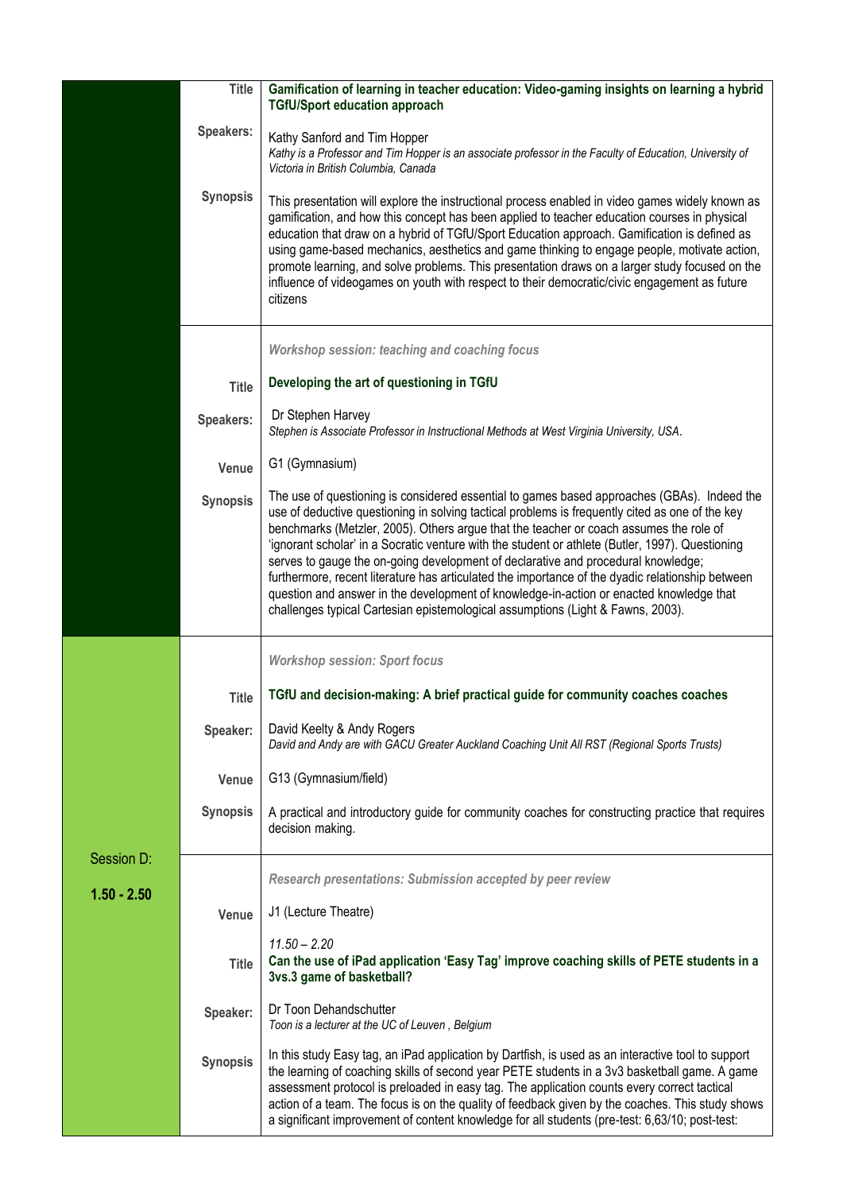| | | |
|---|---|---|
| | **Title** | **Gamification of learning in teacher education: Video-gaming insights on learning a hybrid TGfU/Sport education approach** |
| | **Speakers:** | Kathy Sanford and Tim Hopper<br>*Kathy is a Professor and Tim Hopper is an associate professor in the Faculty of Education, University of Victoria in British Columbia, Canada* |
| | **Synopsis** | This presentation will explore the instructional process enabled in video games widely known as gamification, and how this concept has been applied to teacher education courses in physical education that draw on a hybrid of TGfU/Sport Education approach. Gamification is defined as using game-based mechanics, aesthetics and game thinking to engage people, motivate action, promote learning, and solve problems. This presentation draws on a larger study focused on the influence of videogames on youth with respect to their democratic/civic engagement as future citizens |
| | | *Workshop session: teaching and coaching focus* |
| | **Title** | **Developing the art of questioning in TGfU** |
| | **Speakers:** | Dr Stephen Harvey<br>*Stephen is Associate Professor in Instructional Methods at West Virginia University, USA.* |
| | **Venue** | G1 (Gymnasium) |
| | **Synopsis** | The use of questioning is considered essential to games based approaches (GBAs). Indeed the use of deductive questioning in solving tactical problems is frequently cited as one of the key benchmarks (Metzler, 2005). Others argue that the teacher or coach assumes the role of 'ignorant scholar' in a Socratic venture with the student or athlete (Butler, 1997). Questioning serves to gauge the on-going development of declarative and procedural knowledge; furthermore, recent literature has articulated the importance of the dyadic relationship between question and answer in the development of knowledge-in-action or enacted knowledge that challenges typical Cartesian epistemological assumptions (Light & Fawns, 2003). |
| | | *Workshop session: Sport focus* |
| | **Title** | **TGfU and decision-making: A brief practical guide for community coaches coaches** |
| | **Speaker:** | David Keelty & Andy Rogers<br>*David and Andy are with GACU Greater Auckland Coaching Unit All RST (Regional Sports Trusts)* |
| | **Venue** | G13 (Gymnasium/field) |
| | **Synopsis** | A practical and introductory guide for community coaches for constructing practice that requires decision making. |
| Session D:<br>**1.50 - 2.50** | | *Research presentations: Submission accepted by peer review* |
| | **Venue** | J1 (Lecture Theatre) |
| | **Title** | *11.50 – 2.20*<br>**Can the use of iPad application 'Easy Tag' improve coaching skills of PETE students in a 3vs.3 game of basketball?** |
| | **Speaker:** | Dr Toon Dehandschutter<br>*Toon is a lecturer at the UC of Leuven , Belgium* |
| | **Synopsis** | In this study Easy tag, an iPad application by Dartfish, is used as an interactive tool to support the learning of coaching skills of second year PETE students in a 3v3 basketball game. A game assessment protocol is preloaded in easy tag. The application counts every correct tactical action of a team. The focus is on the quality of feedback given by the coaches. This study shows a significant improvement of content knowledge for all students (pre-test: 6,63/10; post-test: |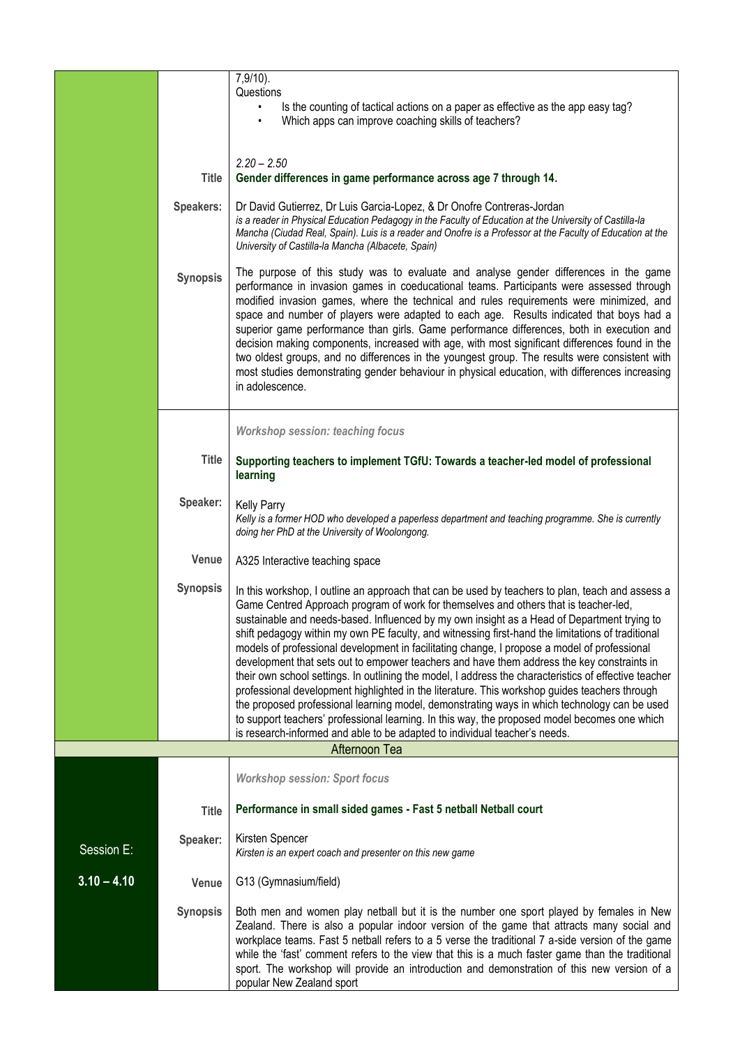7,9/10).

Questions

- Is the counting of tactical actions on a paper as effective as the app easy tag?
- Which apps can improve coaching skills of teachers?

*2.20 – 2.50*

**Title** **Gender differences in game performance across age 7 through 14.**

**Speakers:** Dr David Gutierrez, Dr Luis Garcia-Lopez, & Dr Onofre Contreras-Jordan
*is a reader in Physical Education Pedagogy in the Faculty of Education at the University of Castilla-la Mancha (Ciudad Real, Spain). Luis is a reader and Onofre is a Professor at the Faculty of Education at the University of Castilla-la Mancha (Albacete, Spain)*

**Synopsis** The purpose of this study was to evaluate and analyse gender differences in the game performance in invasion games in coeducational teams. Participants were assessed through modified invasion games, where the technical and rules requirements were minimized, and space and number of players were adapted to each age. Results indicated that boys had a superior game performance than girls. Game performance differences, both in execution and decision making components, increased with age, with most significant differences found in the two oldest groups, and no differences in the youngest group. The results were consistent with most studies demonstrating gender behaviour in physical education, with differences increasing in adolescence.

*Workshop session: teaching focus*

**Title** **Supporting teachers to implement TGfU: Towards a teacher-led model of professional learning**

**Speaker:** Kelly Parry
*Kelly is a former HOD who developed a paperless department and teaching programme. She is currently doing her PhD at the University of Woolongong.*

**Venue** A325 Interactive teaching space

**Synopsis** In this workshop, I outline an approach that can be used by teachers to plan, teach and assess a Game Centred Approach program of work for themselves and others that is teacher-led, sustainable and needs-based. Influenced by my own insight as a Head of Department trying to shift pedagogy within my own PE faculty, and witnessing first-hand the limitations of traditional models of professional development in facilitating change, I propose a model of professional development that sets out to empower teachers and have them address the key constraints in their own school settings. In outlining the model, I address the characteristics of effective teacher professional development highlighted in the literature. This workshop guides teachers through the proposed professional learning model, demonstrating ways in which technology can be used to support teachers' professional learning. In this way, the proposed model becomes one which is research-informed and able to be adapted to individual teacher's needs.

## Afternoon Tea

## Session E: 3.10 – 4.10

*Workshop session: Sport focus*

**Title** **Performance in small sided games - Fast 5 netball Netball court**

**Speaker:** Kirsten Spencer
*Kirsten is an expert coach and presenter on this new game*

**Venue** G13 (Gymnasium/field)

**Synopsis** Both men and women play netball but it is the number one sport played by females in New Zealand. There is also a popular indoor version of the game that attracts many social and workplace teams. Fast 5 netball refers to a 5 verse the traditional 7 a-side version of the game while the 'fast' comment refers to the view that this is a much faster game than the traditional sport. The workshop will provide an introduction and demonstration of this new version of a popular New Zealand sport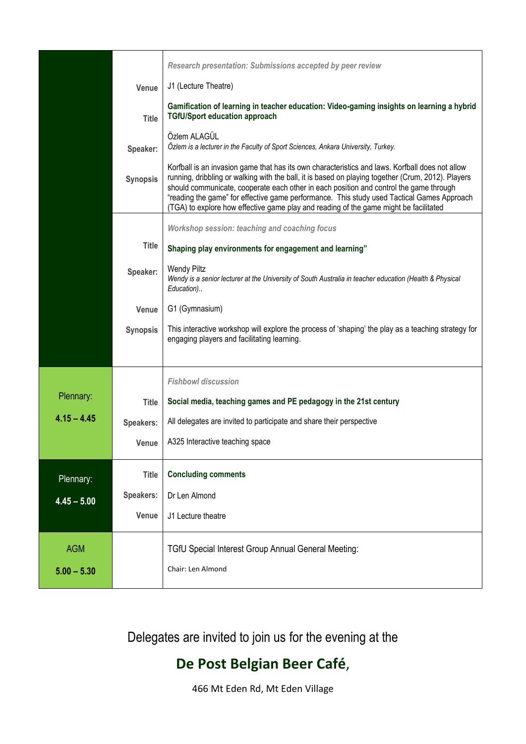| | | |
|---|---|---|
| | | *Research presentation: Submissions accepted by peer review* |
| | **Venue** | J1 (Lecture Theatre) |
| | **Title** | **Gamification of learning in teacher education: Video-gaming insights on learning a hybrid TGfU/Sport education approach** |
| | **Speaker:** | Özlem ALAGÜL<br>*Özlem is a lecturer in the Faculty of Sport Sciences, Ankara University, Turkey.* |
| | **Synopsis** | Korfball is an invasion game that has its own characteristics and laws. Korfball does not allow running, dribbling or walking with the ball, it is based on playing together (Crum, 2012). Players should communicate, cooperate each other in each position and control the game through "reading the game" for effective game performance. This study used Tactical Games Approach (TGA) to explore how effective game play and reading of the game might be facilitated |
| | | *Workshop session: teaching and coaching focus* |
| | **Title** | **Shaping play environments for engagement and learning"** |
| | **Speaker:** | Wendy Piltz<br>*Wendy is a senior lecturer at the University of South Australia in teacher education (Health & Physical Education)..* |
| | **Venue** | G1 (Gymnasium) |
| | **Synopsis** | This interactive workshop will explore the process of 'shaping' the play as a teaching strategy for engaging players and facilitating learning. |
| Plennary:<br>**4.15 – 4.45** | | *Fishbowl discussion* |
| | **Title** | **Social media, teaching games and PE pedagogy in the 21st century** |
| | **Speakers:** | All delegates are invited to participate and share their perspective |
| | **Venue** | A325 Interactive teaching space |
| Plennary:<br>**4.45 – 5.00** | **Title** | **Concluding comments** |
| | **Speakers:** | Dr Len Almond |
| | **Venue** | J1 Lecture theatre |
| AGM<br>**5.00 – 5.30** | | TGfU Special Interest Group Annual General Meeting:<br>Chair: Len Almond |

Delegates are invited to join us for the evening at the

## De Post Belgian Beer Café,

466 Mt Eden Rd, Mt Eden Village